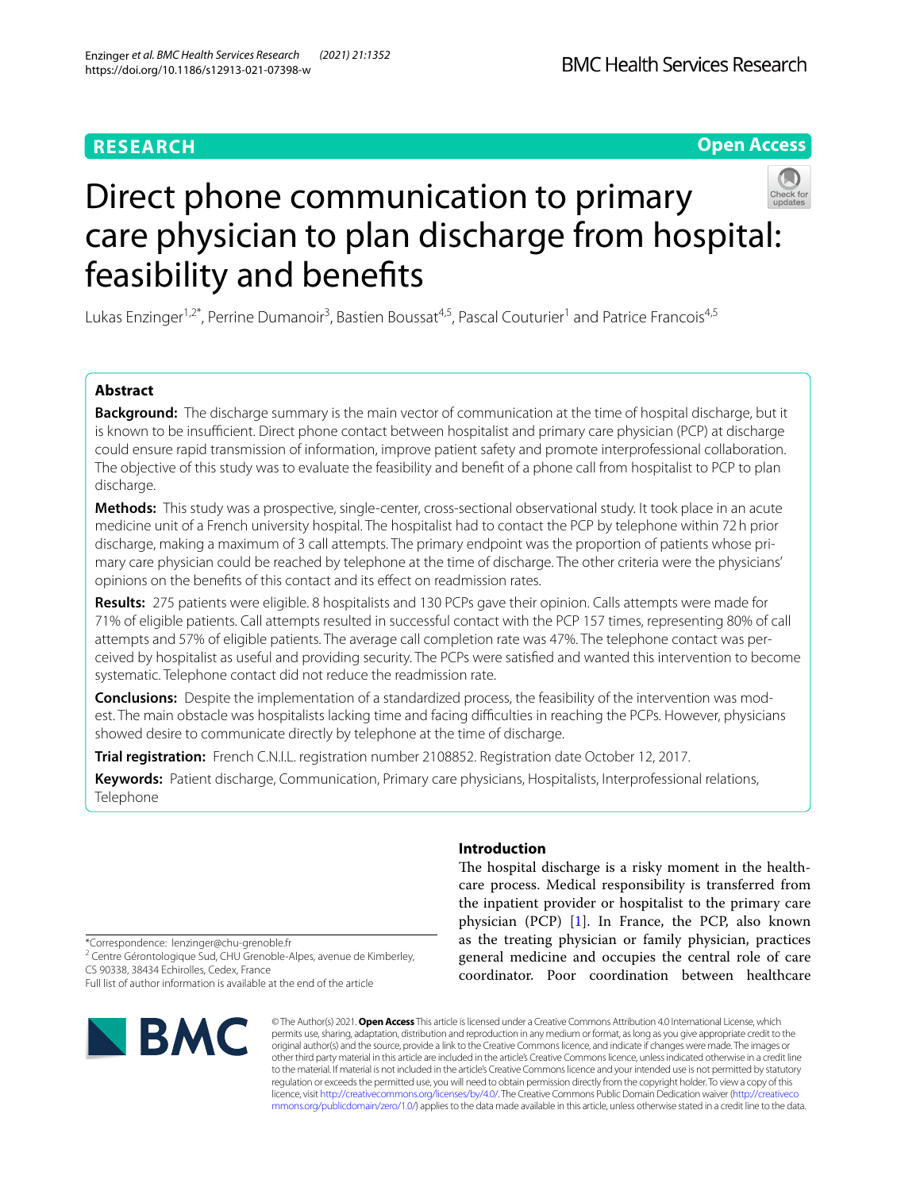RESEARCH

Open Access

# Direct phone communication to primary care physician to plan discharge from hospital: feasibility and benefits

Lukas Enzinger[1,2*], Perrine Dumanoir[3], Bastien Boussat[4,5], Pascal Couturier[1] and Patrice Francois[4,5]

## Abstract

**Background:** The discharge summary is the main vector of communication at the time of hospital discharge, but it is known to be insufficient. Direct phone contact between hospitalist and primary care physician (PCP) at discharge could ensure rapid transmission of information, improve patient safety and promote interprofessional collaboration. The objective of this study was to evaluate the feasibility and benefit of a phone call from hospitalist to PCP to plan discharge.

**Methods:** This study was a prospective, single-center, cross-sectional observational study. It took place in an acute medicine unit of a French university hospital. The hospitalist had to contact the PCP by telephone within 72 h prior discharge, making a maximum of 3 call attempts. The primary endpoint was the proportion of patients whose primary care physician could be reached by telephone at the time of discharge. The other criteria were the physicians' opinions on the benefits of this contact and its effect on readmission rates.

**Results:** 275 patients were eligible. 8 hospitalists and 130 PCPs gave their opinion. Calls attempts were made for 71% of eligible patients. Call attempts resulted in successful contact with the PCP 157 times, representing 80% of call attempts and 57% of eligible patients. The average call completion rate was 47%. The telephone contact was perceived by hospitalist as useful and providing security. The PCPs were satisfied and wanted this intervention to become systematic. Telephone contact did not reduce the readmission rate.

**Conclusions:** Despite the implementation of a standardized process, the feasibility of the intervention was modest. The main obstacle was hospitalists lacking time and facing difficulties in reaching the PCPs. However, physicians showed desire to communicate directly by telephone at the time of discharge.

**Trial registration:** French C.N.I.L. registration number 2108852. Registration date October 12, 2017.

**Keywords:** Patient discharge, Communication, Primary care physicians, Hospitalists, Interprofessional relations, Telephone

## Introduction

The hospital discharge is a risky moment in the health-care process. Medical responsibility is transferred from the inpatient provider or hospitalist to the primary care physician (PCP) [1]. In France, the PCP, also known as the treating physician or family physician, practices general medicine and occupies the central role of care coordinator. Poor coordination between healthcare

*Correspondence: lenzinger@chu-grenoble.fr
[2] Centre Gérontologique Sud, CHU Grenoble-Alpes, avenue de Kimberley, CS 90338, 38434 Echirolles, Cedex, France
Full list of author information is available at the end of the article

© The Author(s) 2021. **Open Access** This article is licensed under a Creative Commons Attribution 4.0 International License, which permits use, sharing, adaptation, distribution and reproduction in any medium or format, as long as you give appropriate credit to the original author(s) and the source, provide a link to the Creative Commons licence, and indicate if changes were made. The images or other third party material in this article are included in the article's Creative Commons licence, unless indicated otherwise in a credit line to the material. If material is not included in the article's Creative Commons licence and your intended use is not permitted by statutory regulation or exceeds the permitted use, you will need to obtain permission directly from the copyright holder. To view a copy of this licence, visit http://creativecommons.org/licenses/by/4.0/. The Creative Commons Public Domain Dedication waiver (http://creativecommons.org/publicdomain/zero/1.0/) applies to the data made available in this article, unless otherwise stated in a credit line to the data.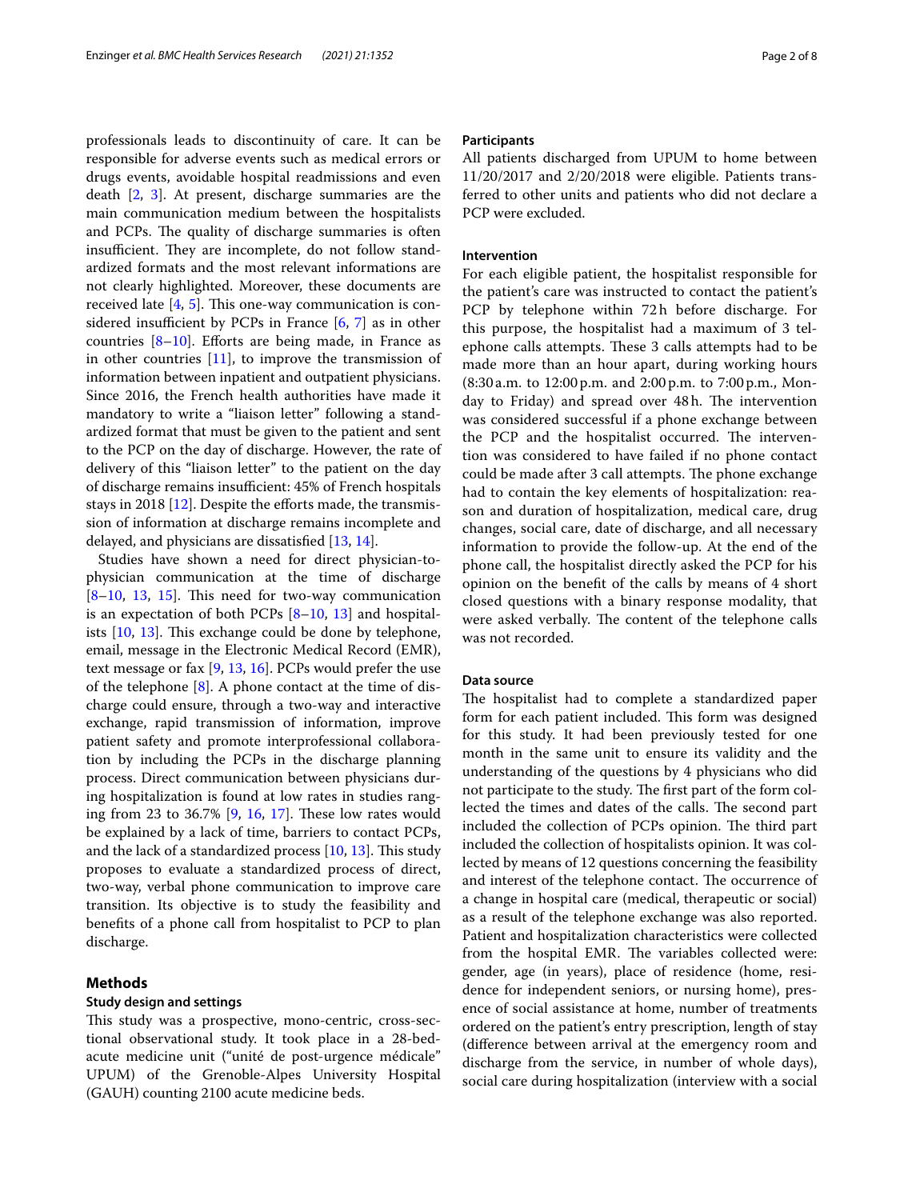professionals leads to discontinuity of care. It can be responsible for adverse events such as medical errors or drugs events, avoidable hospital readmissions and even death [2, 3]. At present, discharge summaries are the main communication medium between the hospitalists and PCPs. The quality of discharge summaries is often insufficient. They are incomplete, do not follow standardized formats and the most relevant informations are not clearly highlighted. Moreover, these documents are received late [4, 5]. This one-way communication is considered insufficient by PCPs in France [6, 7] as in other countries [8–10]. Efforts are being made, in France as in other countries [11], to improve the transmission of information between inpatient and outpatient physicians. Since 2016, the French health authorities have made it mandatory to write a "liaison letter" following a standardized format that must be given to the patient and sent to the PCP on the day of discharge. However, the rate of delivery of this "liaison letter" to the patient on the day of discharge remains insufficient: 45% of French hospitals stays in 2018 [12]. Despite the efforts made, the transmission of information at discharge remains incomplete and delayed, and physicians are dissatisfied [13, 14].

Studies have shown a need for direct physician-to-physician communication at the time of discharge [8–10, 13, 15]. This need for two-way communication is an expectation of both PCPs [8–10, 13] and hospitalists [10, 13]. This exchange could be done by telephone, email, message in the Electronic Medical Record (EMR), text message or fax [9, 13, 16]. PCPs would prefer the use of the telephone [8]. A phone contact at the time of discharge could ensure, through a two-way and interactive exchange, rapid transmission of information, improve patient safety and promote interprofessional collaboration by including the PCPs in the discharge planning process. Direct communication between physicians during hospitalization is found at low rates in studies ranging from 23 to 36.7% [9, 16, 17]. These low rates would be explained by a lack of time, barriers to contact PCPs, and the lack of a standardized process [10, 13]. This study proposes to evaluate a standardized process of direct, two-way, verbal phone communication to improve care transition. Its objective is to study the feasibility and benefits of a phone call from hospitalist to PCP to plan discharge.

## Methods

### Study design and settings

This study was a prospective, mono-centric, cross-sectional observational study. It took place in a 28-bed-acute medicine unit ("unité de post-urgence médicale" UPUM) of the Grenoble-Alpes University Hospital (GAUH) counting 2100 acute medicine beds.

### Participants

All patients discharged from UPUM to home between 11/20/2017 and 2/20/2018 were eligible. Patients transferred to other units and patients who did not declare a PCP were excluded.

### Intervention

For each eligible patient, the hospitalist responsible for the patient's care was instructed to contact the patient's PCP by telephone within 72 h before discharge. For this purpose, the hospitalist had a maximum of 3 telephone calls attempts. These 3 calls attempts had to be made more than an hour apart, during working hours (8:30 a.m. to 12:00 p.m. and 2:00 p.m. to 7:00 p.m., Monday to Friday) and spread over 48 h. The intervention was considered successful if a phone exchange between the PCP and the hospitalist occurred. The intervention was considered to have failed if no phone contact could be made after 3 call attempts. The phone exchange had to contain the key elements of hospitalization: reason and duration of hospitalization, medical care, drug changes, social care, date of discharge, and all necessary information to provide the follow-up. At the end of the phone call, the hospitalist directly asked the PCP for his opinion on the benefit of the calls by means of 4 short closed questions with a binary response modality, that were asked verbally. The content of the telephone calls was not recorded.

### Data source

The hospitalist had to complete a standardized paper form for each patient included. This form was designed for this study. It had been previously tested for one month in the same unit to ensure its validity and the understanding of the questions by 4 physicians who did not participate to the study. The first part of the form collected the times and dates of the calls. The second part included the collection of PCPs opinion. The third part included the collection of hospitalists opinion. It was collected by means of 12 questions concerning the feasibility and interest of the telephone contact. The occurrence of a change in hospital care (medical, therapeutic or social) as a result of the telephone exchange was also reported. Patient and hospitalization characteristics were collected from the hospital EMR. The variables collected were: gender, age (in years), place of residence (home, residence for independent seniors, or nursing home), presence of social assistance at home, number of treatments ordered on the patient's entry prescription, length of stay (difference between arrival at the emergency room and discharge from the service, in number of whole days), social care during hospitalization (interview with a social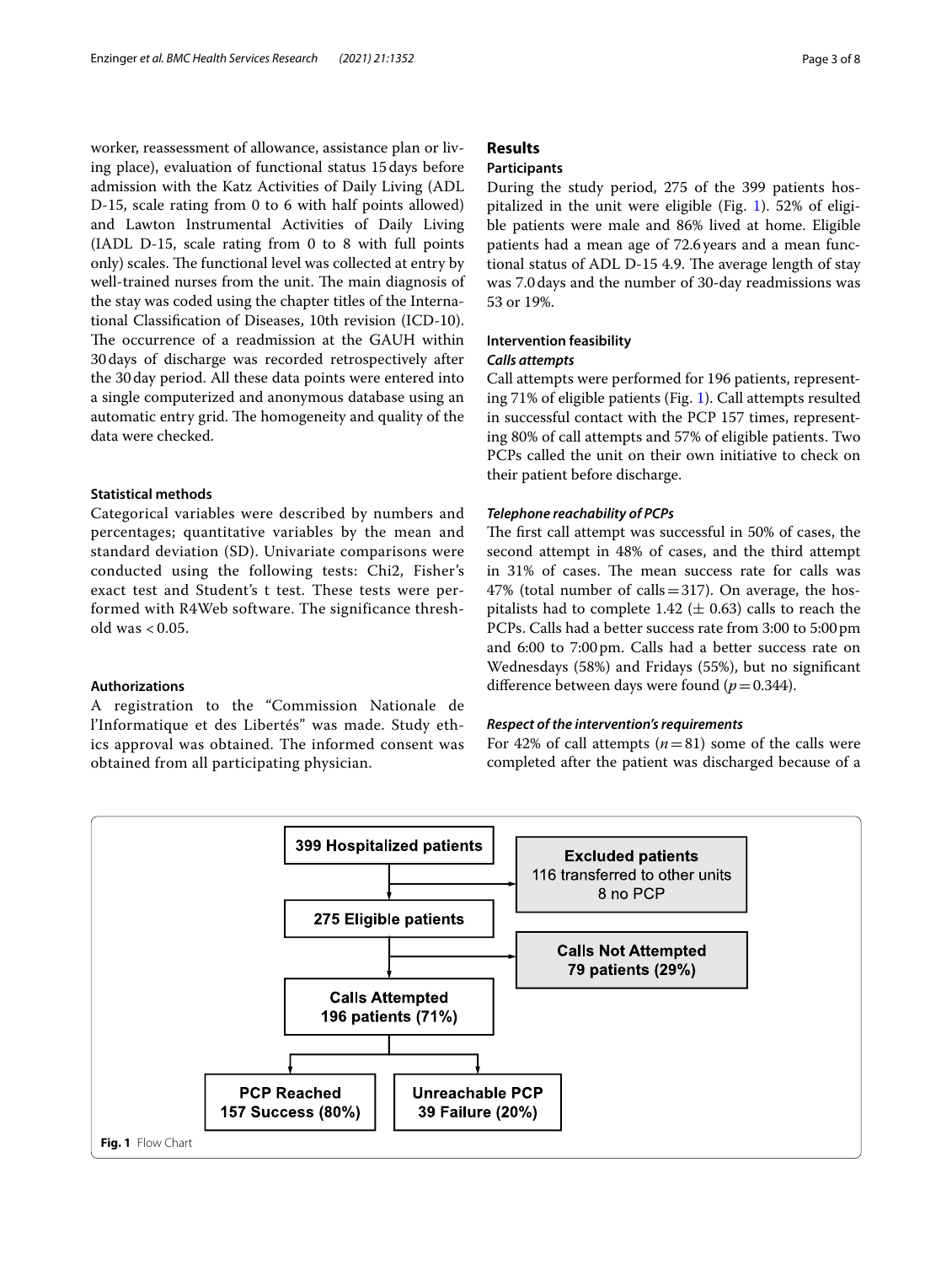worker, reassessment of allowance, assistance plan or living place), evaluation of functional status 15 days before admission with the Katz Activities of Daily Living (ADL D-15, scale rating from 0 to 6 with half points allowed) and Lawton Instrumental Activities of Daily Living (IADL D-15, scale rating from 0 to 8 with full points only) scales. The functional level was collected at entry by well-trained nurses from the unit. The main diagnosis of the stay was coded using the chapter titles of the International Classification of Diseases, 10th revision (ICD-10). The occurrence of a readmission at the GAUH within 30 days of discharge was recorded retrospectively after the 30 day period. All these data points were entered into a single computerized and anonymous database using an automatic entry grid. The homogeneity and quality of the data were checked.

### Statistical methods

Categorical variables were described by numbers and percentages; quantitative variables by the mean and standard deviation (SD). Univariate comparisons were conducted using the following tests: Chi2, Fisher's exact test and Student's t test. These tests were performed with R4Web software. The significance threshold was < 0.05.

### Authorizations

A registration to the "Commission Nationale de l'Informatique et des Libertés" was made. Study ethics approval was obtained. The informed consent was obtained from all participating physician.

## Results

### Participants

During the study period, 275 of the 399 patients hospitalized in the unit were eligible (Fig. 1). 52% of eligible patients were male and 86% lived at home. Eligible patients had a mean age of 72.6 years and a mean functional status of ADL D-15 4.9. The average length of stay was 7.0 days and the number of 30-day readmissions was 53 or 19%.

### Intervention feasibility

#### *Calls attempts*

Call attempts were performed for 196 patients, representing 71% of eligible patients (Fig. 1). Call attempts resulted in successful contact with the PCP 157 times, representing 80% of call attempts and 57% of eligible patients. Two PCPs called the unit on their own initiative to check on their patient before discharge.

#### *Telephone reachability of PCPs*

The first call attempt was successful in 50% of cases, the second attempt in 48% of cases, and the third attempt in 31% of cases. The mean success rate for calls was 47% (total number of calls = 317). On average, the hospitalists had to complete 1.42 ($\pm$ 0.63) calls to reach the PCPs. Calls had a better success rate from 3:00 to 5:00 pm and 6:00 to 7:00 pm. Calls had a better success rate on Wednesdays (58%) and Fridays (55%), but no significant difference between days were found ($p = 0.344$).

#### *Respect of the intervention's requirements*

For 42% of call attempts ($n = 81$) some of the calls were completed after the patient was discharged because of a

399 Hospitalized patients → Excluded patients: 116 transferred to other units, 8 no PCP

275 Eligible patients → Calls Not Attempted: 79 patients (29%)

Calls Attempted: 196 patients (71%)

PCP Reached: 157 Success (80%) | Unreachable PCP: 39 Failure (20%)

**Fig. 1** Flow Chart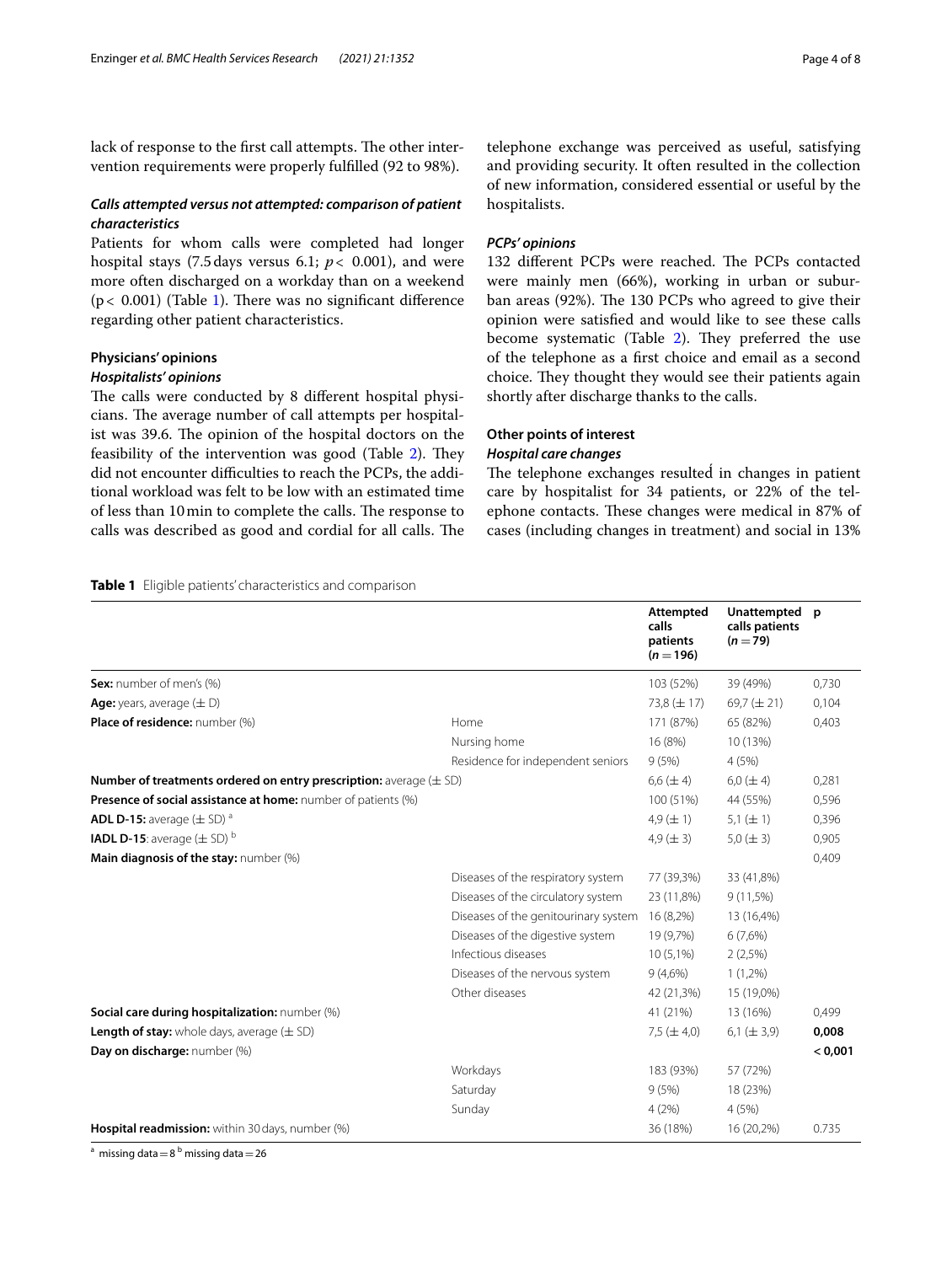lack of response to the first call attempts. The other intervention requirements were properly fulfilled (92 to 98%).

### *Calls attempted versus not attempted: comparison of patient characteristics*

Patients for whom calls were completed had longer hospital stays (7.5 days versus 6.1; $p < 0.001$), and were more often discharged on a workday than on a weekend ($p < 0.001$) (Table 1). There was no significant difference regarding other patient characteristics.

## Physicians' opinions

### *Hospitalists' opinions*

The calls were conducted by 8 different hospital physicians. The average number of call attempts per hospitalist was 39.6. The opinion of the hospital doctors on the feasibility of the intervention was good (Table 2). They did not encounter difficulties to reach the PCPs, the additional workload was felt to be low with an estimated time of less than 10 min to complete the calls. The response to calls was described as good and cordial for all calls. The telephone exchange was perceived as useful, satisfying and providing security. It often resulted in the collection of new information, considered essential or useful by the hospitalists.

### *PCPs' opinions*

132 different PCPs were reached. The PCPs contacted were mainly men (66%), working in urban or suburban areas (92%). The 130 PCPs who agreed to give their opinion were satisfied and would like to see these calls become systematic (Table 2). They preferred the use of the telephone as a first choice and email as a second choice. They thought they would see their patients again shortly after discharge thanks to the calls.

## Other points of interest

### *Hospital care changes*

The telephone exchanges resulted in changes in patient care by hospitalist for 34 patients, or 22% of the telephone contacts. These changes were medical in 87% of cases (including changes in treatment) and social in 13%

**Table 1** Eligible patients' characteristics and comparison

| | | **Attempted calls patients ($n = 196$)** | **Unattempted calls patients ($n = 79$)** | **p** |
|---|---|---|---|---|
| **Sex:** number of men's (%) | | 103 (52%) | 39 (49%) | 0,730 |
| **Age:** years, average (± D) | | 73,8 (± 17) | 69,7 (± 21) | 0,104 |
| **Place of residence:** number (%) | Home | 171 (87%) | 65 (82%) | 0,403 |
| | Nursing home | 16 (8%) | 10 (13%) | |
| | Residence for independent seniors | 9 (5%) | 4 (5%) | |
| **Number of treatments ordered on entry prescription:** average (± SD) | | 6,6 (± 4) | 6,0 (± 4) | 0,281 |
| **Presence of social assistance at home:** number of patients (%) | | 100 (51%) | 44 (55%) | 0,596 |
| **ADL D-15:** average (± SD) [a] | | 4,9 (± 1) | 5,1 (± 1) | 0,396 |
| **IADL D-15**: average (± SD) [b] | | 4,9 (± 3) | 5,0 (± 3) | 0,905 |
| **Main diagnosis of the stay:** number (%) | | | | 0,409 |
| | Diseases of the respiratory system | 77 (39,3%) | 33 (41,8%) | |
| | Diseases of the circulatory system | 23 (11,8%) | 9 (11,5%) | |
| | Diseases of the genitourinary system | 16 (8,2%) | 13 (16,4%) | |
| | Diseases of the digestive system | 19 (9,7%) | 6 (7,6%) | |
| | Infectious diseases | 10 (5,1%) | 2 (2,5%) | |
| | Diseases of the nervous system | 9 (4,6%) | 1 (1,2%) | |
| | Other diseases | 42 (21,3%) | 15 (19,0%) | |
| **Social care during hospitalization:** number (%) | | 41 (21%) | 13 (16%) | 0,499 |
| **Length of stay:** whole days, average (± SD) | | 7,5 (± 4,0) | 6,1 (± 3,9) | **0,008** |
| **Day on discharge:** number (%) | | | | **< 0,001** |
| | Workdays | 183 (93%) | 57 (72%) | |
| | Saturday | 9 (5%) | 18 (23%) | |
| | Sunday | 4 (2%) | 4 (5%) | |
| **Hospital readmission:** within 30 days, number (%) | | 36 (18%) | 16 (20,2%) | 0.735 |

[a] missing data = 8 [b] missing data = 26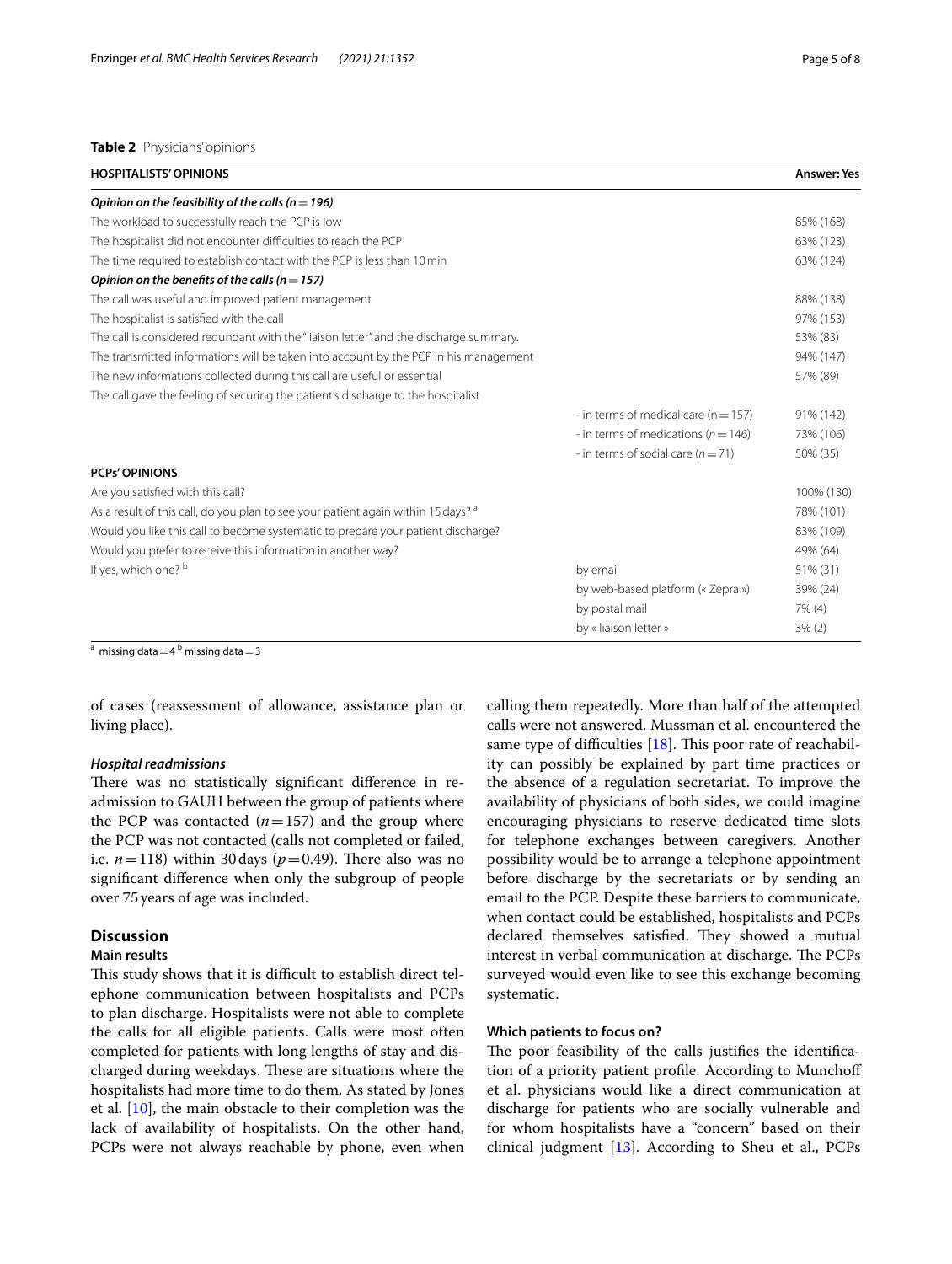**Table 2** Physicians' opinions

| HOSPITALISTS' OPINIONS | | Answer: Yes |
|---|---|---|
| ***Opinion on the feasibility of the calls (n = 196)*** | | |
| The workload to successfully reach the PCP is low | | 85% (168) |
| The hospitalist did not encounter difficulties to reach the PCP | | 63% (123) |
| The time required to establish contact with the PCP is less than 10 min | | 63% (124) |
| ***Opinion on the benefits of the calls (n = 157)*** | | |
| The call was useful and improved patient management | | 88% (138) |
| The hospitalist is satisfied with the call | | 97% (153) |
| The call is considered redundant with the "liaison letter" and the discharge summary. | | 53% (83) |
| The transmitted informations will be taken into account by the PCP in his management | | 94% (147) |
| The new informations collected during this call are useful or essential | | 57% (89) |
| The call gave the feeling of securing the patient's discharge to the hospitalist | | |
| | - in terms of medical care (n = 157) | 91% (142) |
| | - in terms of medications (*n* = 146) | 73% (106) |
| | - in terms of social care (*n* = 71) | 50% (35) |
| **PCPs' OPINIONS** | | |
| Are you satisfied with this call? | | 100% (130) |
| As a result of this call, do you plan to see your patient again within 15 days? [a] | | 78% (101) |
| Would you like this call to become systematic to prepare your patient discharge? | | 83% (109) |
| Would you prefer to receive this information in another way? | | 49% (64) |
| If yes, which one? [b] | by email | 51% (31) |
| | by web-based platform (« Zepra ») | 39% (24) |
| | by postal mail | 7% (4) |
| | by « liaison letter » | 3% (2) |

[a] missing data = 4 [b] missing data = 3

of cases (reassessment of allowance, assistance plan or living place).

### *Hospital readmissions*

There was no statistically significant difference in re-admission to GAUH between the group of patients where the PCP was contacted ($n = 157$) and the group where the PCP was not contacted (calls not completed or failed, i.e. $n = 118$) within 30 days ($p = 0.49$). There also was no significant difference when only the subgroup of people over 75 years of age was included.

## Discussion

### Main results

This study shows that it is difficult to establish direct telephone communication between hospitalists and PCPs to plan discharge. Hospitalists were not able to complete the calls for all eligible patients. Calls were most often completed for patients with long lengths of stay and discharged during weekdays. These are situations where the hospitalists had more time to do them. As stated by Jones et al. [10], the main obstacle to their completion was the lack of availability of hospitalists. On the other hand, PCPs were not always reachable by phone, even when calling them repeatedly. More than half of the attempted calls were not answered. Mussman et al. encountered the same type of difficulties [18]. This poor rate of reachability can possibly be explained by part time practices or the absence of a regulation secretariat. To improve the availability of physicians of both sides, we could imagine encouraging physicians to reserve dedicated time slots for telephone exchanges between caregivers. Another possibility would be to arrange a telephone appointment before discharge by the secretariats or by sending an email to the PCP. Despite these barriers to communicate, when contact could be established, hospitalists and PCPs declared themselves satisfied. They showed a mutual interest in verbal communication at discharge. The PCPs surveyed would even like to see this exchange becoming systematic.

### Which patients to focus on?

The poor feasibility of the calls justifies the identification of a priority patient profile. According to Munchoff et al. physicians would like a direct communication at discharge for patients who are socially vulnerable and for whom hospitalists have a "concern" based on their clinical judgment [13]. According to Sheu et al., PCPs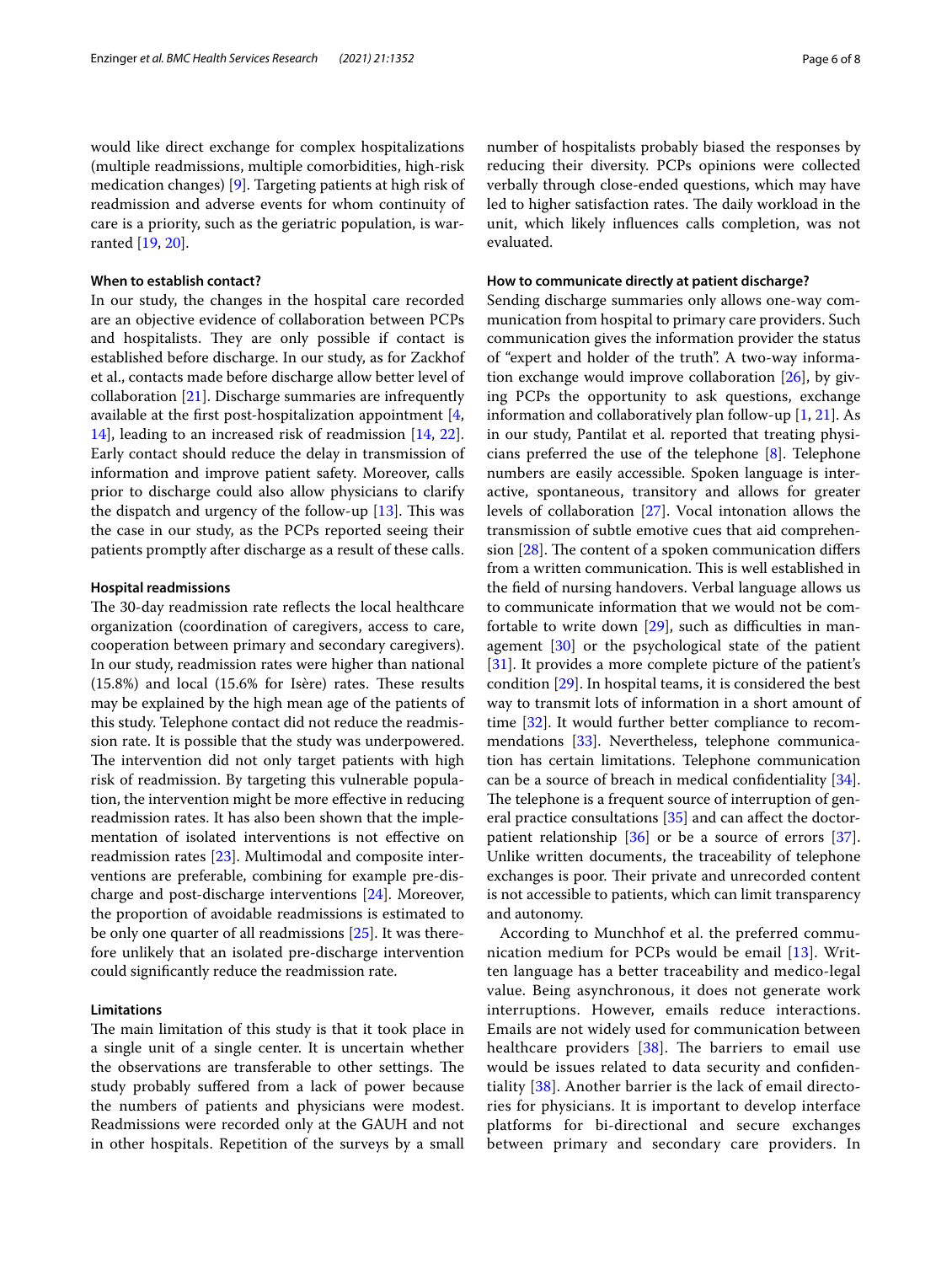would like direct exchange for complex hospitalizations (multiple readmissions, multiple comorbidities, high-risk medication changes) [9]. Targeting patients at high risk of readmission and adverse events for whom continuity of care is a priority, such as the geriatric population, is warranted [19, 20].

#### When to establish contact?

In our study, the changes in the hospital care recorded are an objective evidence of collaboration between PCPs and hospitalists. They are only possible if contact is established before discharge. In our study, as for Zackhof et al., contacts made before discharge allow better level of collaboration [21]. Discharge summaries are infrequently available at the first post-hospitalization appointment [4, 14], leading to an increased risk of readmission [14, 22]. Early contact should reduce the delay in transmission of information and improve patient safety. Moreover, calls prior to discharge could also allow physicians to clarify the dispatch and urgency of the follow-up [13]. This was the case in our study, as the PCPs reported seeing their patients promptly after discharge as a result of these calls.

#### Hospital readmissions

The 30-day readmission rate reflects the local healthcare organization (coordination of caregivers, access to care, cooperation between primary and secondary caregivers). In our study, readmission rates were higher than national (15.8%) and local (15.6% for Isère) rates. These results may be explained by the high mean age of the patients of this study. Telephone contact did not reduce the readmission rate. It is possible that the study was underpowered. The intervention did not only target patients with high risk of readmission. By targeting this vulnerable population, the intervention might be more effective in reducing readmission rates. It has also been shown that the implementation of isolated interventions is not effective on readmission rates [23]. Multimodal and composite interventions are preferable, combining for example pre-discharge and post-discharge interventions [24]. Moreover, the proportion of avoidable readmissions is estimated to be only one quarter of all readmissions [25]. It was therefore unlikely that an isolated pre-discharge intervention could significantly reduce the readmission rate.

#### Limitations

The main limitation of this study is that it took place in a single unit of a single center. It is uncertain whether the observations are transferable to other settings. The study probably suffered from a lack of power because the numbers of patients and physicians were modest. Readmissions were recorded only at the GAUH and not in other hospitals. Repetition of the surveys by a small number of hospitalists probably biased the responses by reducing their diversity. PCPs opinions were collected verbally through close-ended questions, which may have led to higher satisfaction rates. The daily workload in the unit, which likely influences calls completion, was not evaluated.

#### How to communicate directly at patient discharge?

Sending discharge summaries only allows one-way communication from hospital to primary care providers. Such communication gives the information provider the status of "expert and holder of the truth". A two-way information exchange would improve collaboration [26], by giving PCPs the opportunity to ask questions, exchange information and collaboratively plan follow-up [1, 21]. As in our study, Pantilat et al. reported that treating physicians preferred the use of the telephone [8]. Telephone numbers are easily accessible. Spoken language is interactive, spontaneous, transitory and allows for greater levels of collaboration [27]. Vocal intonation allows the transmission of subtle emotive cues that aid comprehension [28]. The content of a spoken communication differs from a written communication. This is well established in the field of nursing handovers. Verbal language allows us to communicate information that we would not be comfortable to write down [29], such as difficulties in management [30] or the psychological state of the patient [31]. It provides a more complete picture of the patient's condition [29]. In hospital teams, it is considered the best way to transmit lots of information in a short amount of time [32]. It would further better compliance to recommendations [33]. Nevertheless, telephone communication has certain limitations. Telephone communication can be a source of breach in medical confidentiality [34]. The telephone is a frequent source of interruption of general practice consultations [35] and can affect the doctor-patient relationship [36] or be a source of errors [37]. Unlike written documents, the traceability of telephone exchanges is poor. Their private and unrecorded content is not accessible to patients, which can limit transparency and autonomy.

According to Munchhof et al. the preferred communication medium for PCPs would be email [13]. Written language has a better traceability and medico-legal value. Being asynchronous, it does not generate work interruptions. However, emails reduce interactions. Emails are not widely used for communication between healthcare providers [38]. The barriers to email use would be issues related to data security and confidentiality [38]. Another barrier is the lack of email directories for physicians. It is important to develop interface platforms for bi-directional and secure exchanges between primary and secondary care providers. In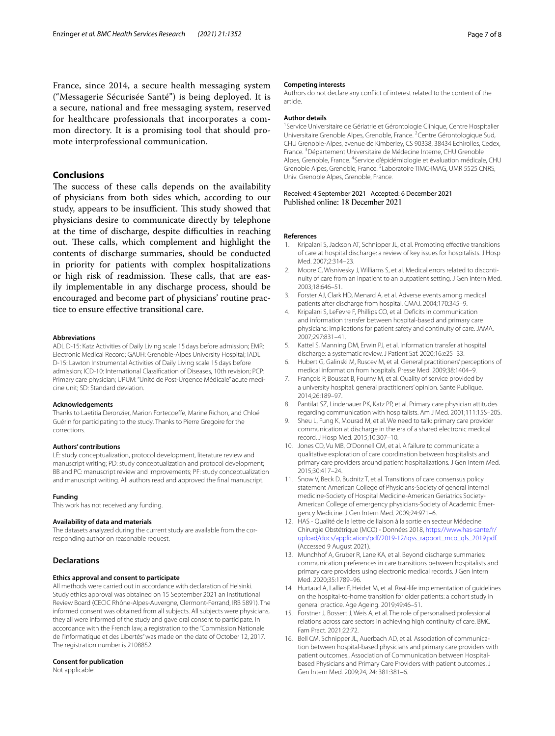France, since 2014, a secure health messaging system ("Messagerie Sécurisée Santé") is being deployed. It is a secure, national and free messaging system, reserved for healthcare professionals that incorporates a common directory. It is a promising tool that should promote interprofessional communication.

## Conclusions

The success of these calls depends on the availability of physicians from both sides which, according to our study, appears to be insufficient. This study showed that physicians desire to communicate directly by telephone at the time of discharge, despite difficulties in reaching out. These calls, which complement and highlight the contents of discharge summaries, should be conducted in priority for patients with complex hospitalizations or high risk of readmission. These calls, that are easily implementable in any discharge process, should be encouraged and become part of physicians' routine practice to ensure effective transitional care.

#### Abbreviations

ADL D-15: Katz Activities of Daily Living scale 15 days before admission; EMR: Electronic Medical Record; GAUH: Grenoble-Alpes University Hospital; IADL D-15: Lawton Instrumental Activities of Daily Living scale 15 days before admission; ICD-10: International Classification of Diseases, 10th revision; PCP: Primary care physician; UPUM: "Unité de Post-Urgence Médicale" acute medicine unit; SD: Standard deviation.

#### Acknowledgements

Thanks to Laetitia Deronzier, Marion Fortecoeffe, Marine Richon, and Chloé Guérin for participating to the study. Thanks to Pierre Gregoire for the corrections.

#### Authors' contributions

LE: study conceptualization, protocol development, literature review and manuscript writing; PD: study conceptualization and protocol development; BB and PC: manuscript review and improvements; PF: study conceptualization and manuscript writing. All authors read and approved the final manuscript.

#### Funding

This work has not received any funding.

#### Availability of data and materials

The datasets analyzed during the current study are available from the corresponding author on reasonable request.

## Declarations

#### Ethics approval and consent to participate

All methods were carried out in accordance with declaration of Helsinki. Study ethics approval was obtained on 15 September 2021 an Institutional Review Board (CECIC Rhône-Alpes-Auvergne, Clermont-Ferrand, IRB 5891). The informed consent was obtained from all subjects. All subjects were physicians, they all were informed of the study and gave oral consent to participate. In accordance with the French law, a registration to the "Commission Nationale de l'Informatique et des Libertés" was made on the date of October 12, 2017. The registration number is 2108852.

#### Consent for publication

Not applicable.

#### Competing interests

Authors do not declare any conflict of interest related to the content of the article.

#### Author details

[1]Service Universitaire de Gériatrie et Gérontologie Clinique, Centre Hospitalier Universitaire Grenoble Alpes, Grenoble, France. [2]Centre Gérontologique Sud, CHU Grenoble-Alpes, avenue de Kimberley, CS 90338, 38434 Echirolles, Cedex, France. [3]Département Universitaire de Médecine Interne, CHU Grenoble Alpes, Grenoble, France. [4]Service d'épidémiologie et évaluation médicale, CHU Grenoble Alpes, Grenoble, France. [5]Laboratoire TIMC-IMAG, UMR 5525 CNRS, Univ. Grenoble Alpes, Grenoble, France.

Received: 4 September 2021 Accepted: 6 December 2021
Published online: 18 December 2021

#### References

1. Kripalani S, Jackson AT, Schnipper JL, et al. Promoting effective transitions of care at hospital discharge: a review of key issues for hospitalists. J Hosp Med. 2007;2:314–23.
2. Moore C, Wisnivesky J, Williams S, et al. Medical errors related to discontinuity of care from an inpatient to an outpatient setting. J Gen Intern Med. 2003;18:646–51.
3. Forster AJ, Clark HD, Menard A, et al. Adverse events among medical patients after discharge from hospital. CMAJ. 2004;170:345–9.
4. Kripalani S, LeFevre F, Phillips CO, et al. Deficits in communication and information transfer between hospital-based and primary care physicians: implications for patient safety and continuity of care. JAMA. 2007;297:831–41.
5. Kattel S, Manning DM, Erwin PJ, et al. Information transfer at hospital discharge: a systematic review. J Patient Saf. 2020;16:e25–33.
6. Hubert G, Galinski M, Ruscev M, et al. General practitioners' perceptions of medical information from hospitals. Presse Med. 2009;38:1404–9.
7. François P, Boussat B, Fourny M, et al. Quality of service provided by a university hospital: general practitioners' opinion. Sante Publique. 2014;26:189–97.
8. Pantilat SZ, Lindenauer PK, Katz PP, et al. Primary care physician attitudes regarding communication with hospitalists. Am J Med. 2001;111:15S–20S.
9. Sheu L, Fung K, Mourad M, et al. We need to talk: primary care provider communication at discharge in the era of a shared electronic medical record. J Hosp Med. 2015;10:307–10.
10. Jones CD, Vu MB, O'Donnell CM, et al. A failure to communicate: a qualitative exploration of care coordination between hospitalists and primary care providers around patient hospitalizations. J Gen Intern Med. 2015;30:417–24.
11. Snow V, Beck D, Budnitz T, et al. Transitions of care consensus policy statement American College of Physicians-Society of general internal medicine-Society of Hospital Medicine-American Geriatrics Society-American College of emergency physicians-Society of Academic Emergency Medicine. J Gen Intern Med. 2009;24:971–6.
12. HAS - Qualité de la lettre de liaison à la sortie en secteur Médecine Chirurgie Obstétrique (MCO) - Données 2018, https://www.has-sante.fr/upload/docs/application/pdf/2019-12/iqss_rapport_mco_qls_2019.pdf. (Accessed 9 August 2021).
13. Munchhof A, Gruber R, Lane KA, et al. Beyond discharge summaries: communication preferences in care transitions between hospitalists and primary care providers using electronic medical records. J Gen Intern Med. 2020;35:1789–96.
14. Hurtaud A, Lallier F, Heidet M, et al. Real-life implementation of guidelines on the hospital-to-home transition for older patients: a cohort study in general practice. Age Ageing. 2019;49:46–51.
15. Forstner J, Bossert J, Weis A, et al. The role of personalised professional relations across care sectors in achieving high continuity of care. BMC Fam Pract. 2021;22:72.
16. Bell CM, Schnipper JL, Auerbach AD, et al. Association of communication between hospital-based physicians and primary care providers with patient outcomes., Association of Communication between Hospital-based Physicians and Primary Care Providers with patient outcomes. J Gen Intern Med. 2009;24, 24: 381:381–6.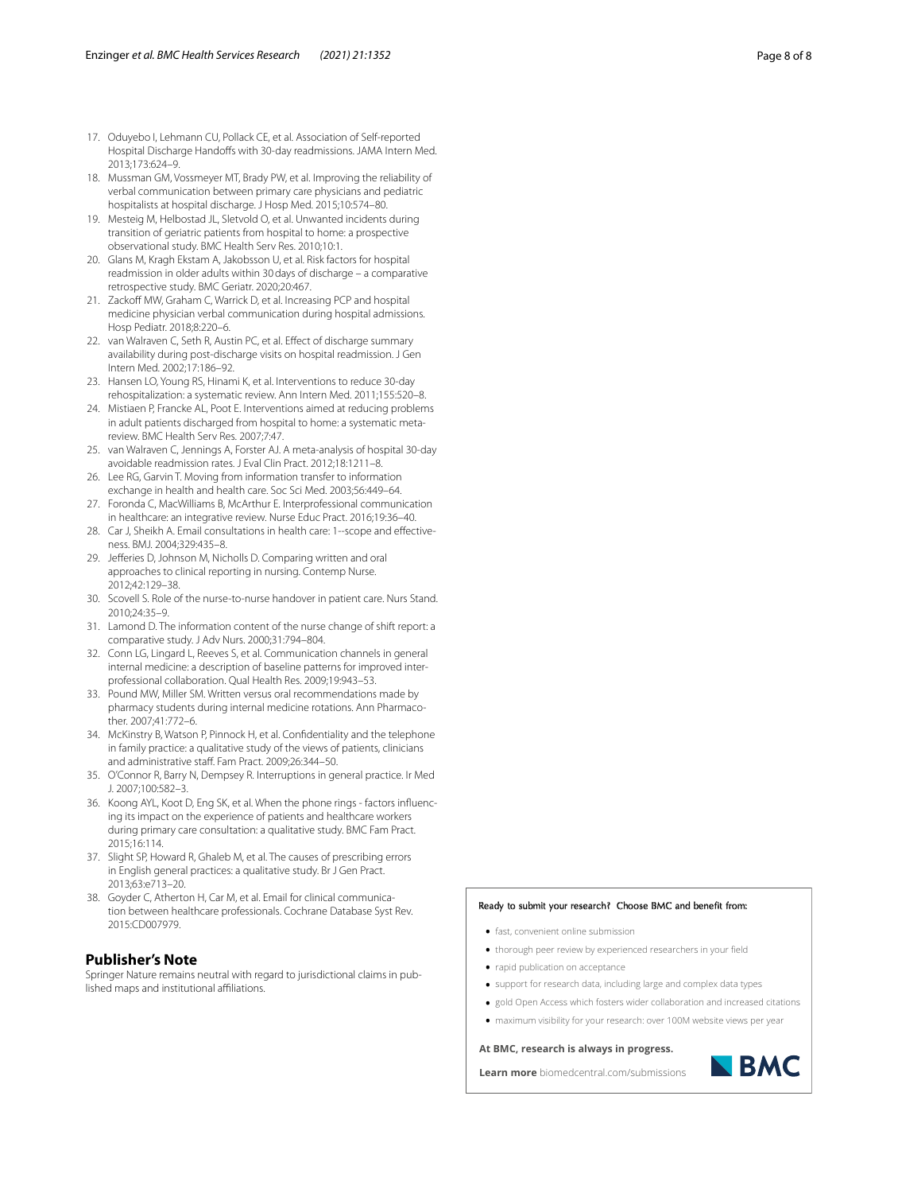17. Oduyebo I, Lehmann CU, Pollack CE, et al. Association of Self-reported Hospital Discharge Handoffs with 30-day readmissions. JAMA Intern Med. 2013;173:624–9.
18. Mussman GM, Vossmeyer MT, Brady PW, et al. Improving the reliability of verbal communication between primary care physicians and pediatric hospitalists at hospital discharge. J Hosp Med. 2015;10:574–80.
19. Mesteig M, Helbostad JL, Sletvold O, et al. Unwanted incidents during transition of geriatric patients from hospital to home: a prospective observational study. BMC Health Serv Res. 2010;10:1.
20. Glans M, Kragh Ekstam A, Jakobsson U, et al. Risk factors for hospital readmission in older adults within 30 days of discharge – a comparative retrospective study. BMC Geriatr. 2020;20:467.
21. Zackoff MW, Graham C, Warrick D, et al. Increasing PCP and hospital medicine physician verbal communication during hospital admissions. Hosp Pediatr. 2018;8:220–6.
22. van Walraven C, Seth R, Austin PC, et al. Effect of discharge summary availability during post-discharge visits on hospital readmission. J Gen Intern Med. 2002;17:186–92.
23. Hansen LO, Young RS, Hinami K, et al. Interventions to reduce 30-day rehospitalization: a systematic review. Ann Intern Med. 2011;155:520–8.
24. Mistiaen P, Francke AL, Poot E. Interventions aimed at reducing problems in adult patients discharged from hospital to home: a systematic meta-review. BMC Health Serv Res. 2007;7:47.
25. van Walraven C, Jennings A, Forster AJ. A meta-analysis of hospital 30-day avoidable readmission rates. J Eval Clin Pract. 2012;18:1211–8.
26. Lee RG, Garvin T. Moving from information transfer to information exchange in health and health care. Soc Sci Med. 2003;56:449–64.
27. Foronda C, MacWilliams B, McArthur E. Interprofessional communication in healthcare: an integrative review. Nurse Educ Pract. 2016;19:36–40.
28. Car J, Sheikh A. Email consultations in health care: 1--scope and effectiveness. BMJ. 2004;329:435–8.
29. Jefferies D, Johnson M, Nicholls D. Comparing written and oral approaches to clinical reporting in nursing. Contemp Nurse. 2012;42:129–38.
30. Scovell S. Role of the nurse-to-nurse handover in patient care. Nurs Stand. 2010;24:35–9.
31. Lamond D. The information content of the nurse change of shift report: a comparative study. J Adv Nurs. 2000;31:794–804.
32. Conn LG, Lingard L, Reeves S, et al. Communication channels in general internal medicine: a description of baseline patterns for improved interprofessional collaboration. Qual Health Res. 2009;19:943–53.
33. Pound MW, Miller SM. Written versus oral recommendations made by pharmacy students during internal medicine rotations. Ann Pharmacother. 2007;41:772–6.
34. McKinstry B, Watson P, Pinnock H, et al. Confidentiality and the telephone in family practice: a qualitative study of the views of patients, clinicians and administrative staff. Fam Pract. 2009;26:344–50.
35. O'Connor R, Barry N, Dempsey R. Interruptions in general practice. Ir Med J. 2007;100:582–3.
36. Koong AYL, Koot D, Eng SK, et al. When the phone rings - factors influencing its impact on the experience of patients and healthcare workers during primary care consultation: a qualitative study. BMC Fam Pract. 2015;16:114.
37. Slight SP, Howard R, Ghaleb M, et al. The causes of prescribing errors in English general practices: a qualitative study. Br J Gen Pract. 2013;63:e713–20.
38. Goyder C, Atherton H, Car M, et al. Email for clinical communication between healthcare professionals. Cochrane Database Syst Rev. 2015:CD007979.

## Publisher's Note

Springer Nature remains neutral with regard to jurisdictional claims in published maps and institutional affiliations.

Ready to submit your research? Choose BMC and benefit from:

- fast, convenient online submission
- thorough peer review by experienced researchers in your field
- rapid publication on acceptance
- support for research data, including large and complex data types
- gold Open Access which fosters wider collaboration and increased citations
- maximum visibility for your research: over 100M website views per year

**At BMC, research is always in progress.**

**Learn more** biomedcentral.com/submissions

BMC